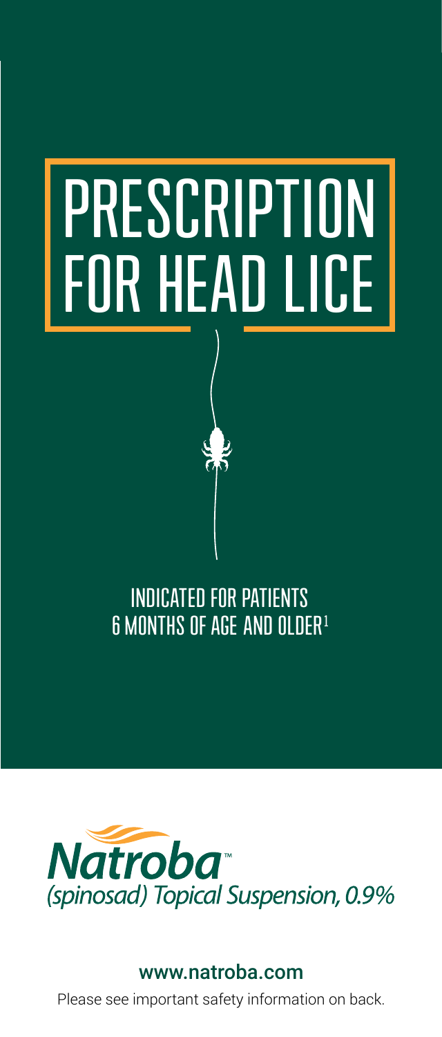# PRESCRIPTION FOR HEAD LICE

INDICATED FOR PATIENTS 6 MONTHS OF AGE AND OLDER[1]

**Natroba™**
*(spinosad) Topical Suspension, 0.9%*

www.natroba.com

Please see important safety information on back.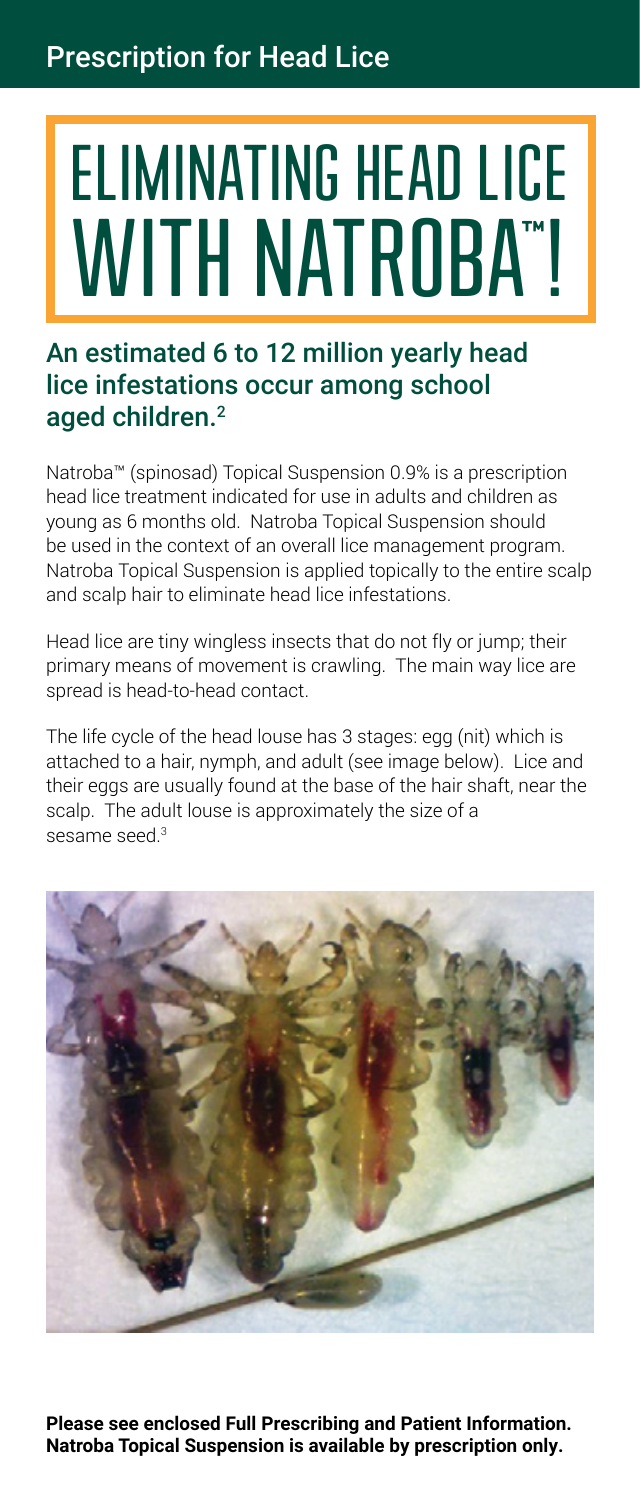## Prescription for Head Lice

# ELIMINATING HEAD LICE WITH NATROBA™!

### An estimated 6 to 12 million yearly head lice infestations occur among school aged children.[2]

Natroba™ (spinosad) Topical Suspension 0.9% is a prescription head lice treatment indicated for use in adults and children as young as 6 months old. Natroba Topical Suspension should be used in the context of an overall lice management program. Natroba Topical Suspension is applied topically to the entire scalp and scalp hair to eliminate head lice infestations.

Head lice are tiny wingless insects that do not fly or jump; their primary means of movement is crawling. The main way lice are spread is head-to-head contact.

The life cycle of the head louse has 3 stages: egg (nit) which is attached to a hair, nymph, and adult (see image below). Lice and their eggs are usually found at the base of the hair shaft, near the scalp. The adult louse is approximately the size of a sesame seed.[3]

**Please see enclosed Full Prescribing and Patient Information. Natroba Topical Suspension is available by prescription only.**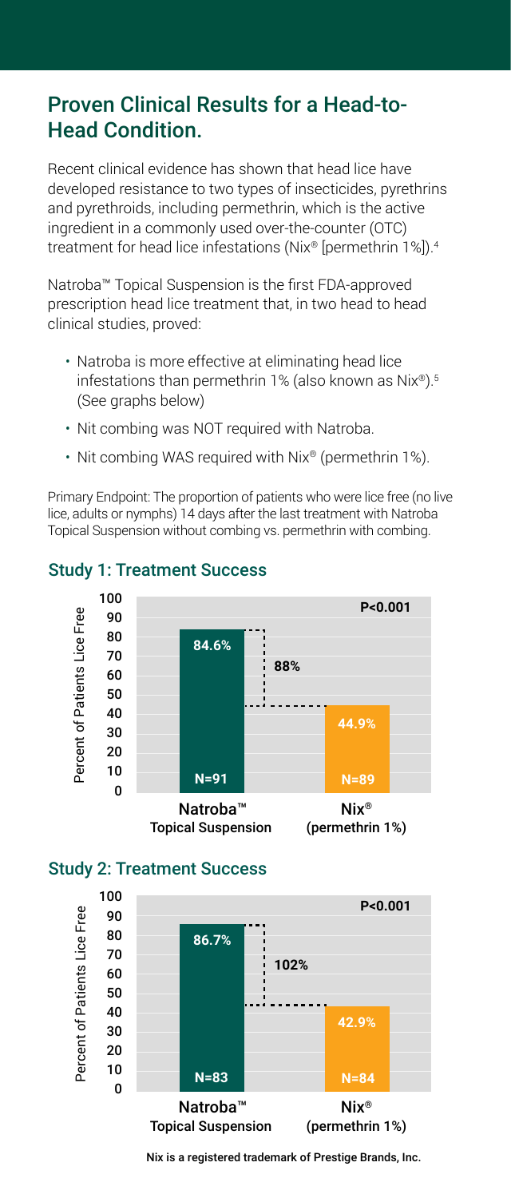## Proven Clinical Results for a Head-to-Head Condition.

Recent clinical evidence has shown that head lice have developed resistance to two types of insecticides, pyrethrins and pyrethroids, including permethrin, which is the active ingredient in a commonly used over-the-counter (OTC) treatment for head lice infestations (Nix® [permethrin 1%]).[4]

Natroba™ Topical Suspension is the first FDA-approved prescription head lice treatment that, in two head to head clinical studies, proved:

- Natroba is more effective at eliminating head lice infestations than permethrin 1% (also known as Nix®).[5] (See graphs below)
- Nit combing was NOT required with Natroba.
- Nit combing WAS required with Nix® (permethrin 1%).

Primary Endpoint: The proportion of patients who were lice free (no live lice, adults or nymphs) 14 days after the last treatment with Natroba Topical Suspension without combing vs. permethrin with combing.

### Study 1: Treatment Success

| | Natroba™ Topical Suspension | Nix® (permethrin 1%) |
|---|---|---|
| Percent of Patients Lice Free | 84.6% | 44.9% |
| N | N=91 | N=89 |

Difference: 88%; P<0.001

### Study 2: Treatment Success

| | Natroba™ Topical Suspension | Nix® (permethrin 1%) |
|---|---|---|
| Percent of Patients Lice Free | 86.7% | 42.9% |
| N | N=83 | N=84 |

Difference: 102%; P<0.001

Nix is a registered trademark of Prestige Brands, Inc.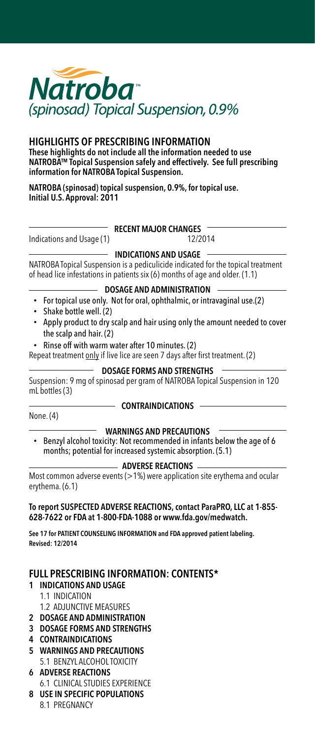# Natroba™

*(spinosad) Topical Suspension, 0.9%*

## HIGHLIGHTS OF PRESCRIBING INFORMATION

**These highlights do not include all the information needed to use NATROBA™ Topical Suspension safely and effectively. See full prescribing information for NATROBA Topical Suspension.**

**NATROBA (spinosad) topical suspension, 0.9%, for topical use.**
**Initial U.S. Approval: 2011**

### RECENT MAJOR CHANGES

Indications and Usage (1) 12/2014

### INDICATIONS AND USAGE

NATROBA Topical Suspension is a pediculicide indicated for the topical treatment of head lice infestations in patients six (6) months of age and older. (1.1)

### DOSAGE AND ADMINISTRATION

- For topical use only. Not for oral, ophthalmic, or intravaginal use.(2)
- Shake bottle well. (2)
- Apply product to dry scalp and hair using only the amount needed to cover the scalp and hair. (2)
- Rinse off with warm water after 10 minutes. (2)

Repeat treatment only if live lice are seen 7 days after first treatment. (2)

### DOSAGE FORMS AND STRENGTHS

Suspension: 9 mg of spinosad per gram of NATROBA Topical Suspension in 120 mL bottles (3)

### CONTRAINDICATIONS

None. (4)

### WARNINGS AND PRECAUTIONS

- Benzyl alcohol toxicity: Not recommended in infants below the age of 6 months; potential for increased systemic absorption. (5.1)

### ADVERSE REACTIONS

Most common adverse events (>1%) were application site erythema and ocular erythema. (6.1)

**To report SUSPECTED ADVERSE REACTIONS, contact ParaPRO, LLC at 1-855-628-7622 or FDA at 1-800-FDA-1088 or www.fda.gov/medwatch.**

**See 17 for PATIENT COUNSELING INFORMATION and FDA approved patient labeling.**
**Revised: 12/2014**

## FULL PRESCRIBING INFORMATION: CONTENTS*

- **1 INDICATIONS AND USAGE**
  - 1.1 INDICATION
  - 1.2 ADJUNCTIVE MEASURES
- **2 DOSAGE AND ADMINISTRATION**
- **3 DOSAGE FORMS AND STRENGTHS**
- **4 CONTRAINDICATIONS**
- **5 WARNINGS AND PRECAUTIONS**
  - 5.1 BENZYL ALCOHOL TOXICITY
- **6 ADVERSE REACTIONS**
  - 6.1 CLINICAL STUDIES EXPERIENCE
- **8 USE IN SPECIFIC POPULATIONS**
  - 8.1 PREGNANCY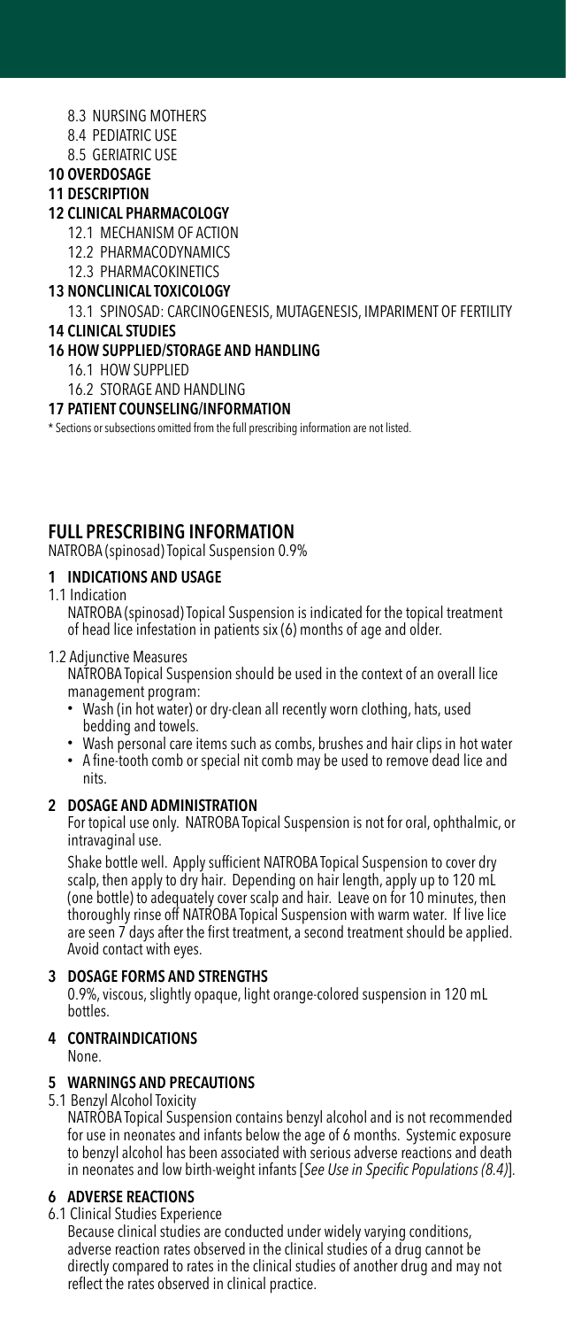8.3 NURSING MOTHERS
8.4 PEDIATRIC USE
8.5 GERIATRIC USE

**10 OVERDOSAGE**

**11 DESCRIPTION**

**12 CLINICAL PHARMACOLOGY**

12.1 MECHANISM OF ACTION
12.2 PHARMACODYNAMICS
12.3 PHARMACOKINETICS

**13 NONCLINICAL TOXICOLOGY**

13.1 SPINOSAD: CARCINOGENESIS, MUTAGENESIS, IMPAIRMENT OF FERTILITY

**14 CLINICAL STUDIES**

**16 HOW SUPPLIED/STORAGE AND HANDLING**

16.1 HOW SUPPLIED
16.2 STORAGE AND HANDLING

**17 PATIENT COUNSELING/INFORMATION**

\* Sections or subsections omitted from the full prescribing information are not listed.

## FULL PRESCRIBING INFORMATION

NATROBA (spinosad) Topical Suspension 0.9%

### 1 INDICATIONS AND USAGE

1.1 Indication

NATROBA (spinosad) Topical Suspension is indicated for the topical treatment of head lice infestation in patients six (6) months of age and older.

1.2 Adjunctive Measures

NATROBA Topical Suspension should be used in the context of an overall lice management program:

- Wash (in hot water) or dry-clean all recently worn clothing, hats, used bedding and towels.
- Wash personal care items such as combs, brushes and hair clips in hot water
- A fine-tooth comb or special nit comb may be used to remove dead lice and nits.

### 2 DOSAGE AND ADMINISTRATION

For topical use only. NATROBA Topical Suspension is not for oral, ophthalmic, or intravaginal use.

Shake bottle well. Apply sufficient NATROBA Topical Suspension to cover dry scalp, then apply to dry hair. Depending on hair length, apply up to 120 mL (one bottle) to adequately cover scalp and hair. Leave on for 10 minutes, then thoroughly rinse off NATROBA Topical Suspension with warm water. If live lice are seen 7 days after the first treatment, a second treatment should be applied. Avoid contact with eyes.

### 3 DOSAGE FORMS AND STRENGTHS

0.9%, viscous, slightly opaque, light orange-colored suspension in 120 mL bottles.

### 4 CONTRAINDICATIONS

None.

### 5 WARNINGS AND PRECAUTIONS

5.1 Benzyl Alcohol Toxicity

NATROBA Topical Suspension contains benzyl alcohol and is not recommended for use in neonates and infants below the age of 6 months. Systemic exposure to benzyl alcohol has been associated with serious adverse reactions and death in neonates and low birth-weight infants [*See Use in Specific Populations (8.4)*].

### 6 ADVERSE REACTIONS

6.1 Clinical Studies Experience

Because clinical studies are conducted under widely varying conditions, adverse reaction rates observed in the clinical studies of a drug cannot be directly compared to rates in the clinical studies of another drug and may not reflect the rates observed in clinical practice.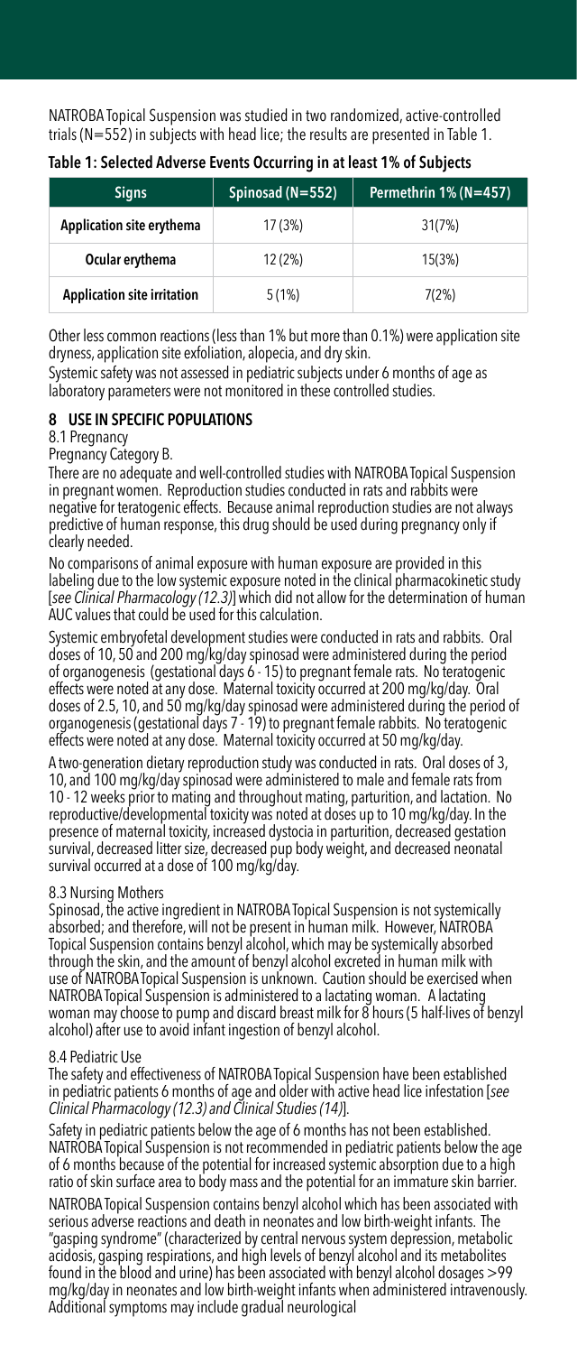NATROBA Topical Suspension was studied in two randomized, active-controlled trials (N=552) in subjects with head lice; the results are presented in Table 1.

**Table 1: Selected Adverse Events Occurring in at least 1% of Subjects**

| Signs | Spinosad (N=552) | Permethrin 1% (N=457) |
|---|---|---|
| **Application site erythema** | 17 (3%) | 31(7%) |
| **Ocular erythema** | 12 (2%) | 15(3%) |
| **Application site irritation** | 5 (1%) | 7(2%) |

Other less common reactions (less than 1% but more than 0.1%) were application site dryness, application site exfoliation, alopecia, and dry skin.

Systemic safety was not assessed in pediatric subjects under 6 months of age as laboratory parameters were not monitored in these controlled studies.

## 8 USE IN SPECIFIC POPULATIONS

8.1 Pregnancy

Pregnancy Category B.

There are no adequate and well-controlled studies with NATROBA Topical Suspension in pregnant women. Reproduction studies conducted in rats and rabbits were negative for teratogenic effects. Because animal reproduction studies are not always predictive of human response, this drug should be used during pregnancy only if clearly needed.

No comparisons of animal exposure with human exposure are provided in this labeling due to the low systemic exposure noted in the clinical pharmacokinetic study [*see Clinical Pharmacology (12.3)*] which did not allow for the determination of human AUC values that could be used for this calculation.

Systemic embryofetal development studies were conducted in rats and rabbits. Oral doses of 10, 50 and 200 mg/kg/day spinosad were administered during the period of organogenesis (gestational days 6 - 15) to pregnant female rats. No teratogenic effects were noted at any dose. Maternal toxicity occurred at 200 mg/kg/day. Oral doses of 2.5, 10, and 50 mg/kg/day spinosad were administered during the period of organogenesis (gestational days 7 - 19) to pregnant female rabbits. No teratogenic effects were noted at any dose. Maternal toxicity occurred at 50 mg/kg/day.

A two-generation dietary reproduction study was conducted in rats. Oral doses of 3, 10, and 100 mg/kg/day spinosad were administered to male and female rats from 10 - 12 weeks prior to mating and throughout mating, parturition, and lactation. No reproductive/developmental toxicity was noted at doses up to 10 mg/kg/day. In the presence of maternal toxicity, increased dystocia in parturition, decreased gestation survival, decreased litter size, decreased pup body weight, and decreased neonatal survival occurred at a dose of 100 mg/kg/day.

8.3 Nursing Mothers

Spinosad, the active ingredient in NATROBA Topical Suspension is not systemically absorbed; and therefore, will not be present in human milk. However, NATROBA Topical Suspension contains benzyl alcohol, which may be systemically absorbed through the skin, and the amount of benzyl alcohol excreted in human milk with use of NATROBA Topical Suspension is unknown. Caution should be exercised when NATROBA Topical Suspension is administered to a lactating woman. A lactating woman may choose to pump and discard breast milk for 8 hours (5 half-lives of benzyl alcohol) after use to avoid infant ingestion of benzyl alcohol.

8.4 Pediatric Use

The safety and effectiveness of NATROBA Topical Suspension have been established in pediatric patients 6 months of age and older with active head lice infestation [*see Clinical Pharmacology (12.3) and Clinical Studies (14)*].

Safety in pediatric patients below the age of 6 months has not been established. NATROBA Topical Suspension is not recommended in pediatric patients below the age of 6 months because of the potential for increased systemic absorption due to a high ratio of skin surface area to body mass and the potential for an immature skin barrier.

NATROBA Topical Suspension contains benzyl alcohol which has been associated with serious adverse reactions and death in neonates and low birth-weight infants. The "gasping syndrome" (characterized by central nervous system depression, metabolic acidosis, gasping respirations, and high levels of benzyl alcohol and its metabolites found in the blood and urine) has been associated with benzyl alcohol dosages >99 mg/kg/day in neonates and low birth-weight infants when administered intravenously. Additional symptoms may include gradual neurological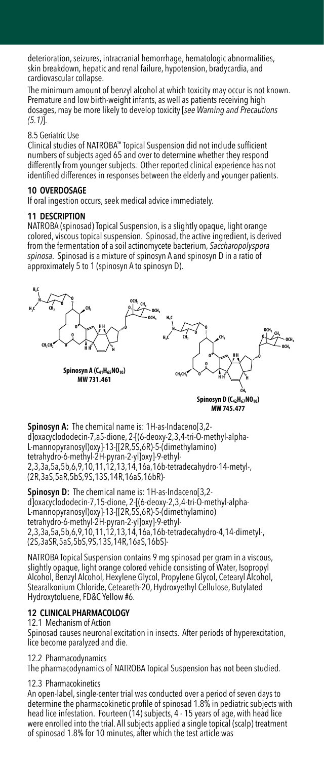deterioration, seizures, intracranial hemorrhage, hematologic abnormalities, skin breakdown, hepatic and renal failure, hypotension, bradycardia, and cardiovascular collapse.

The minimum amount of benzyl alcohol at which toxicity may occur is not known. Premature and low birth-weight infants, as well as patients receiving high dosages, may be more likely to develop toxicity [*see Warning and Precautions (5.1)*].

8.5 Geriatric Use

Clinical studies of NATROBA™ Topical Suspension did not include sufficient numbers of subjects aged 65 and over to determine whether they respond differently from younger subjects. Other reported clinical experience has not identified differences in responses between the elderly and younger patients.

## 10 OVERDOSAGE

If oral ingestion occurs, seek medical advice immediately.

## 11 DESCRIPTION

NATROBA (spinosad) Topical Suspension, is a slightly opaque, light orange colored, viscous topical suspension. Spinosad, the active ingredient, is derived from the fermentation of a soil actinomycete bacterium, *Saccharopolyspora spinosa*. Spinosad is a mixture of spinosyn A and spinosyn D in a ratio of approximately 5 to 1 (spinosyn A to spinosyn D).

**Spinosyn A ($C_{41}H_{65}NO_{10}$)**
**MW 731.461**

**Spinosyn D ($C_{42}H_{67}NO_{10}$)**
**MW 745.477**

**Spinosyn A:** The chemical name is: 1H-as-Indaceno[3,2-d]oxacyclododecin-7,a5-dione, 2-[(6-deoxy-2,3,4-tri-O-methyl-alpha-L-mannopyranosyl)oxy]-13-[[2R,5S,6R)-5-(dimethylamino) tetrahydro-6-methyl-2H-pyran-2-yl]oxy]-9-ethyl-2,3,3a,5a,5b,6,9,10,11,12,13,14,16a,16b-tetradecahydro-14-metyl-, (2R,3aS,5aR,5bS,9S,13S,14R,16aS,16bR)-

**Spinosyn D:** The chemical name is: 1H-as-Indaceno[3,2-d]oxacyclododecin-7,15-dione, 2-[(6-deoxy-2,3,4-tri-O-methyl-alpha-L-mannopyranosyl)oxy]-13-[[2R,5S,6R)-5-(dimethylamino) tetrahydro-6-methyl-2H-pyran-2-yl]oxy]-9-ethyl-2,3,3a,5a,5b,6,9,10,11,12,13,14,16a,16b-tetradecahydro-4,14-dimetyl-, (2S,3aSR,5aS,5bS,9S,13S,14R,16aS,16bS)-

NATROBA Topical Suspension contains 9 mg spinosad per gram in a viscous, slightly opaque, light orange colored vehicle consisting of Water, Isopropyl Alcohol, Benzyl Alcohol, Hexylene Glycol, Propylene Glycol, Cetearyl Alcohol, Stearalkonium Chloride, Ceteareth-20, Hydroxyethyl Cellulose, Butylated Hydroxytoluene, FD&C Yellow #6.

## 12 CLINICAL PHARMACOLOGY

12.1 Mechanism of Action

Spinosad causes neuronal excitation in insects. After periods of hyperexcitation, lice become paralyzed and die.

12.2 Pharmacodynamics

The pharmacodynamics of NATROBA Topical Suspension has not been studied.

12.3 Pharmacokinetics

An open-label, single-center trial was conducted over a period of seven days to determine the pharmacokinetic profile of spinosad 1.8% in pediatric subjects with head lice infestation. Fourteen (14) subjects, 4 - 15 years of age, with head lice were enrolled into the trial. All subjects applied a single topical (scalp) treatment of spinosad 1.8% for 10 minutes, after which the test article was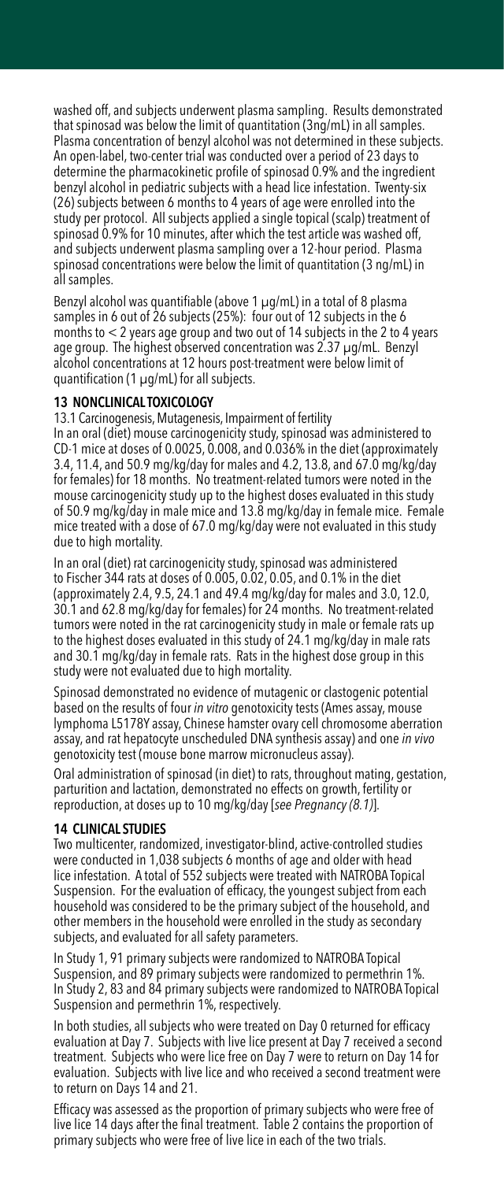washed off, and subjects underwent plasma sampling. Results demonstrated that spinosad was below the limit of quantitation (3ng/mL) in all samples. Plasma concentration of benzyl alcohol was not determined in these subjects. An open-label, two-center trial was conducted over a period of 23 days to determine the pharmacokinetic profile of spinosad 0.9% and the ingredient benzyl alcohol in pediatric subjects with a head lice infestation. Twenty-six (26) subjects between 6 months to 4 years of age were enrolled into the study per protocol. All subjects applied a single topical (scalp) treatment of spinosad 0.9% for 10 minutes, after which the test article was washed off, and subjects underwent plasma sampling over a 12-hour period. Plasma spinosad concentrations were below the limit of quantitation (3 ng/mL) in all samples.

Benzyl alcohol was quantifiable (above 1 μg/mL) in a total of 8 plasma samples in 6 out of 26 subjects (25%): four out of 12 subjects in the 6 months to < 2 years age group and two out of 14 subjects in the 2 to 4 years age group. The highest observed concentration was 2.37 μg/mL. Benzyl alcohol concentrations at 12 hours post-treatment were below limit of quantification (1 μg/mL) for all subjects.

## 13 NONCLINICAL TOXICOLOGY

13.1 Carcinogenesis, Mutagenesis, Impairment of fertility

In an oral (diet) mouse carcinogenicity study, spinosad was administered to CD-1 mice at doses of 0.0025, 0.008, and 0.036% in the diet (approximately 3.4, 11.4, and 50.9 mg/kg/day for males and 4.2, 13.8, and 67.0 mg/kg/day for females) for 18 months. No treatment-related tumors were noted in the mouse carcinogenicity study up to the highest doses evaluated in this study of 50.9 mg/kg/day in male mice and 13.8 mg/kg/day in female mice. Female mice treated with a dose of 67.0 mg/kg/day were not evaluated in this study due to high mortality.

In an oral (diet) rat carcinogenicity study, spinosad was administered to Fischer 344 rats at doses of 0.005, 0.02, 0.05, and 0.1% in the diet (approximately 2.4, 9.5, 24.1 and 49.4 mg/kg/day for males and 3.0, 12.0, 30.1 and 62.8 mg/kg/day for females) for 24 months. No treatment-related tumors were noted in the rat carcinogenicity study in male or female rats up to the highest doses evaluated in this study of 24.1 mg/kg/day in male rats and 30.1 mg/kg/day in female rats. Rats in the highest dose group in this study were not evaluated due to high mortality.

Spinosad demonstrated no evidence of mutagenic or clastogenic potential based on the results of four *in vitro* genotoxicity tests (Ames assay, mouse lymphoma L5178Y assay, Chinese hamster ovary cell chromosome aberration assay, and rat hepatocyte unscheduled DNA synthesis assay) and one *in vivo* genotoxicity test (mouse bone marrow micronucleus assay).

Oral administration of spinosad (in diet) to rats, throughout mating, gestation, parturition and lactation, demonstrated no effects on growth, fertility or reproduction, at doses up to 10 mg/kg/day [*see Pregnancy (8.1)*].

## 14 CLINICAL STUDIES

Two multicenter, randomized, investigator-blind, active-controlled studies were conducted in 1,038 subjects 6 months of age and older with head lice infestation. A total of 552 subjects were treated with NATROBA Topical Suspension. For the evaluation of efficacy, the youngest subject from each household was considered to be the primary subject of the household, and other members in the household were enrolled in the study as secondary subjects, and evaluated for all safety parameters.

In Study 1, 91 primary subjects were randomized to NATROBA Topical Suspension, and 89 primary subjects were randomized to permethrin 1%. In Study 2, 83 and 84 primary subjects were randomized to NATROBA Topical Suspension and permethrin 1%, respectively.

In both studies, all subjects who were treated on Day 0 returned for efficacy evaluation at Day 7. Subjects with live lice present at Day 7 received a second treatment. Subjects who were lice free on Day 7 were to return on Day 14 for evaluation. Subjects with live lice and who received a second treatment were to return on Days 14 and 21.

Efficacy was assessed as the proportion of primary subjects who were free of live lice 14 days after the final treatment. Table 2 contains the proportion of primary subjects who were free of live lice in each of the two trials.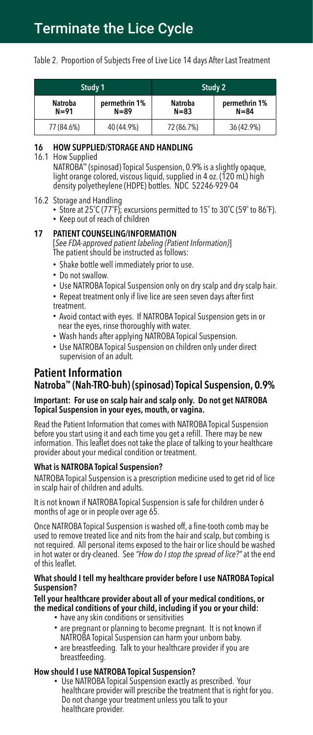# Terminate the Lice Cycle

Table 2. Proportion of Subjects Free of Live Lice 14 days After Last Treatment

| Study 1 | | Study 2 | |
|---|---|---|---|
| Natroba N=91 | permethrin 1% N=89 | Natroba N=83 | permethrin 1% N=84 |
| 77 (84.6%) | 40 (44.9%) | 72 (86.7%) | 36 (42.9%) |

## 16 HOW SUPPLIED/STORAGE AND HANDLING

16.1 How Supplied

NATROBA™ (spinosad) Topical Suspension, 0.9% is a slightly opaque, light orange colored, viscous liquid, supplied in 4 oz. (120 mL) high density polyetheylene (HDPE) bottles. NDC 52246-929-04

16.2 Storage and Handling

- Store at 25˚C (77˚F); excursions permitted to 15˚ to 30˚C (59˚ to 86˚F).
- Keep out of reach of children

## 17 PATIENT COUNSELING/INFORMATION

[*See FDA-approved patient labeling (Patient Information)*]
The patient should be instructed as follows:

- Shake bottle well immediately prior to use.
- Do not swallow.
- Use NATROBA Topical Suspension only on dry scalp and dry scalp hair.
- Repeat treatment only if live lice are seen seven days after first treatment.
- Avoid contact with eyes. If NATROBA Topical Suspension gets in or near the eyes, rinse thoroughly with water.
- Wash hands after applying NATROBA Topical Suspension.
- Use NATROBA Topical Suspension on children only under direct supervision of an adult.

# Patient Information

## Natroba™ (Nah-TRO-buh) (spinosad) Topical Suspension, 0.9%

**Important: For use on scalp hair and scalp only. Do not get NATROBA Topical Suspension in your eyes, mouth, or vagina.**

Read the Patient Information that comes with NATROBA Topical Suspension before you start using it and each time you get a refill. There may be new information. This leaflet does not take the place of talking to your healthcare provider about your medical condition or treatment.

### What is NATROBA Topical Suspension?

NATROBA Topical Suspension is a prescription medicine used to get rid of lice in scalp hair of children and adults.

It is not known if NATROBA Topical Suspension is safe for children under 6 months of age or in people over age 65.

Once NATROBA Topical Suspension is washed off, a fine-tooth comb may be used to remove treated lice and nits from the hair and scalp, but combing is not required. All personal items exposed to the hair or lice should be washed in hot water or dry-cleaned. See *"How do I stop the spread of lice?"* at the end of this leaflet.

### What should I tell my healthcare provider before I use NATROBA Topical Suspension?

**Tell your healthcare provider about all of your medical conditions, or the medical conditions of your child, including if you or your child:**

- have any skin conditions or sensitivities
- are pregnant or planning to become pregnant. It is not known if NATROBA Topical Suspension can harm your unborn baby.
- are breastfeeding. Talk to your healthcare provider if you are breastfeeding.

### How should I use NATROBA Topical Suspension?

- Use NATROBA Topical Suspension exactly as prescribed. Your healthcare provider will prescribe the treatment that is right for you. Do not change your treatment unless you talk to your healthcare provider.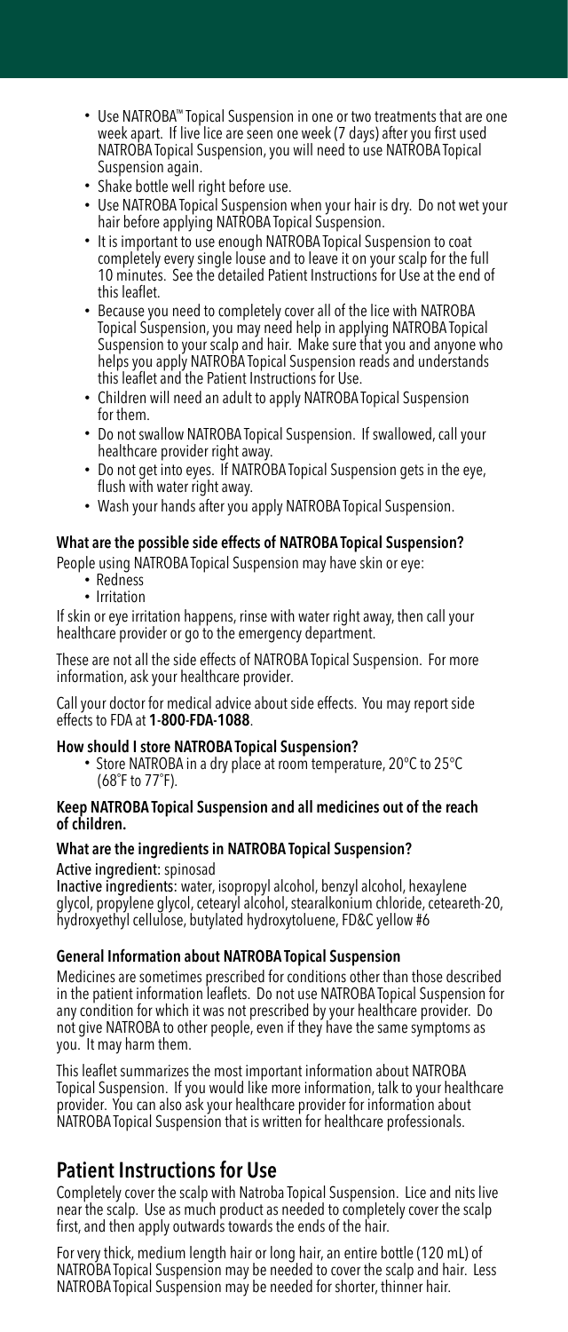- Use NATROBA™ Topical Suspension in one or two treatments that are one week apart. If live lice are seen one week (7 days) after you first used NATROBA Topical Suspension, you will need to use NATROBA Topical Suspension again.
- Shake bottle well right before use.
- Use NATROBA Topical Suspension when your hair is dry. Do not wet your hair before applying NATROBA Topical Suspension.
- It is important to use enough NATROBA Topical Suspension to coat completely every single louse and to leave it on your scalp for the full 10 minutes. See the detailed Patient Instructions for Use at the end of this leaflet.
- Because you need to completely cover all of the lice with NATROBA Topical Suspension, you may need help in applying NATROBA Topical Suspension to your scalp and hair. Make sure that you and anyone who helps you apply NATROBA Topical Suspension reads and understands this leaflet and the Patient Instructions for Use.
- Children will need an adult to apply NATROBA Topical Suspension for them.
- Do not swallow NATROBA Topical Suspension. If swallowed, call your healthcare provider right away.
- Do not get into eyes. If NATROBA Topical Suspension gets in the eye, flush with water right away.
- Wash your hands after you apply NATROBA Topical Suspension.

### What are the possible side effects of NATROBA Topical Suspension?

People using NATROBA Topical Suspension may have skin or eye:

- Redness
- Irritation

If skin or eye irritation happens, rinse with water right away, then call your healthcare provider or go to the emergency department.

These are not all the side effects of NATROBA Topical Suspension. For more information, ask your healthcare provider.

Call your doctor for medical advice about side effects. You may report side effects to FDA at **1-800-FDA-1088**.

### How should I store NATROBA Topical Suspension?

- Store NATROBA in a dry place at room temperature, 20°C to 25°C (68°F to 77°F).

**Keep NATROBA Topical Suspension and all medicines out of the reach of children.**

### What are the ingredients in NATROBA Topical Suspension?

Active ingredient: spinosad

Inactive ingredients: water, isopropyl alcohol, benzyl alcohol, hexaylene glycol, propylene glycol, cetearyl alcohol, stearalkonium chloride, ceteareth-20, hydroxyethyl cellulose, butylated hydroxytoluene, FD&C yellow #6

### General Information about NATROBA Topical Suspension

Medicines are sometimes prescribed for conditions other than those described in the patient information leaflets. Do not use NATROBA Topical Suspension for any condition for which it was not prescribed by your healthcare provider. Do not give NATROBA to other people, even if they have the same symptoms as you. It may harm them.

This leaflet summarizes the most important information about NATROBA Topical Suspension. If you would like more information, talk to your healthcare provider. You can also ask your healthcare provider for information about NATROBA Topical Suspension that is written for healthcare professionals.

## Patient Instructions for Use

Completely cover the scalp with Natroba Topical Suspension. Lice and nits live near the scalp. Use as much product as needed to completely cover the scalp first, and then apply outwards towards the ends of the hair.

For very thick, medium length hair or long hair, an entire bottle (120 mL) of NATROBA Topical Suspension may be needed to cover the scalp and hair. Less NATROBA Topical Suspension may be needed for shorter, thinner hair.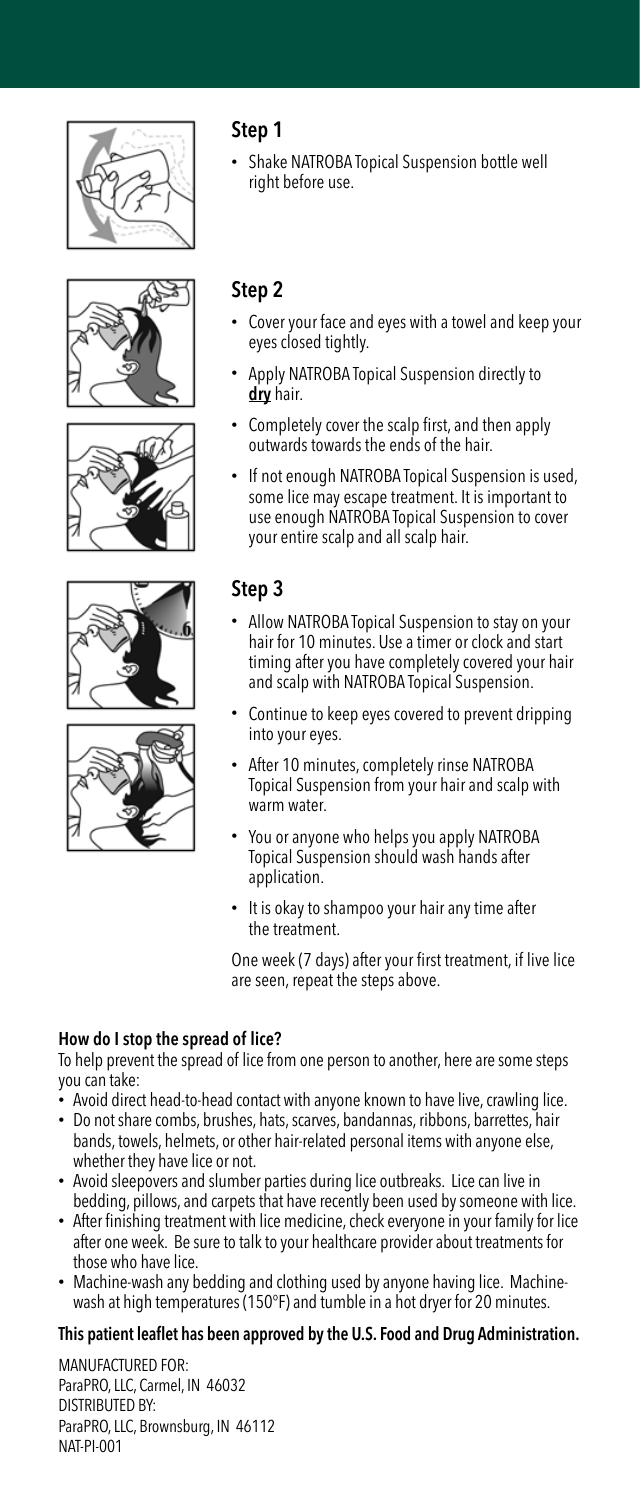## Step 1

- Shake NATROBA Topical Suspension bottle well right before use.

## Step 2

- Cover your face and eyes with a towel and keep your eyes closed tightly.
- Apply NATROBA Topical Suspension directly to **dry** hair.
- Completely cover the scalp first, and then apply outwards towards the ends of the hair.
- If not enough NATROBA Topical Suspension is used, some lice may escape treatment. It is important to use enough NATROBA Topical Suspension to cover your entire scalp and all scalp hair.

## Step 3

- Allow NATROBA Topical Suspension to stay on your hair for 10 minutes. Use a timer or clock and start timing after you have completely covered your hair and scalp with NATROBA Topical Suspension.
- Continue to keep eyes covered to prevent dripping into your eyes.
- After 10 minutes, completely rinse NATROBA Topical Suspension from your hair and scalp with warm water.
- You or anyone who helps you apply NATROBA Topical Suspension should wash hands after application.
- It is okay to shampoo your hair any time after the treatment.

One week (7 days) after your first treatment, if live lice are seen, repeat the steps above.

**How do I stop the spread of lice?**

To help prevent the spread of lice from one person to another, here are some steps you can take:

- Avoid direct head-to-head contact with anyone known to have live, crawling lice.
- Do not share combs, brushes, hats, scarves, bandannas, ribbons, barrettes, hair bands, towels, helmets, or other hair-related personal items with anyone else, whether they have lice or not.
- Avoid sleepovers and slumber parties during lice outbreaks. Lice can live in bedding, pillows, and carpets that have recently been used by someone with lice.
- After finishing treatment with lice medicine, check everyone in your family for lice after one week. Be sure to talk to your healthcare provider about treatments for those who have lice.
- Machine-wash any bedding and clothing used by anyone having lice. Machine-wash at high temperatures (150°F) and tumble in a hot dryer for 20 minutes.

**This patient leaflet has been approved by the U.S. Food and Drug Administration.**

MANUFACTURED FOR:
ParaPRO, LLC, Carmel, IN 46032
DISTRIBUTED BY:
ParaPRO, LLC, Brownsburg, IN 46112
NAT-PI-001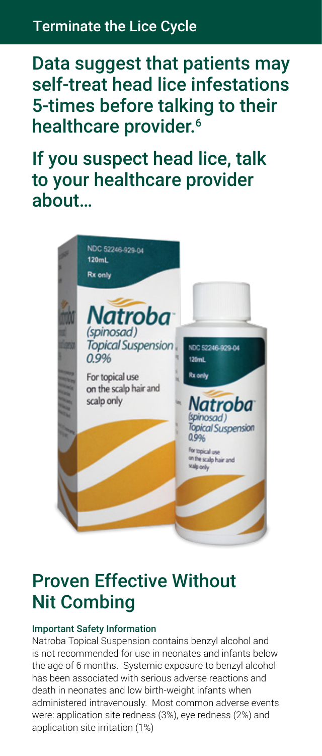## Terminate the Lice Cycle

## Data suggest that patients may self-treat head lice infestations 5-times before talking to their healthcare provider.[6]

## If you suspect head lice, talk to your healthcare provider about…

## Proven Effective Without Nit Combing

**Important Safety Information**

Natroba Topical Suspension contains benzyl alcohol and is not recommended for use in neonates and infants below the age of 6 months. Systemic exposure to benzyl alcohol has been associated with serious adverse reactions and death in neonates and low birth-weight infants when administered intravenously. Most common adverse events were: application site redness (3%), eye redness (2%) and application site irritation (1%)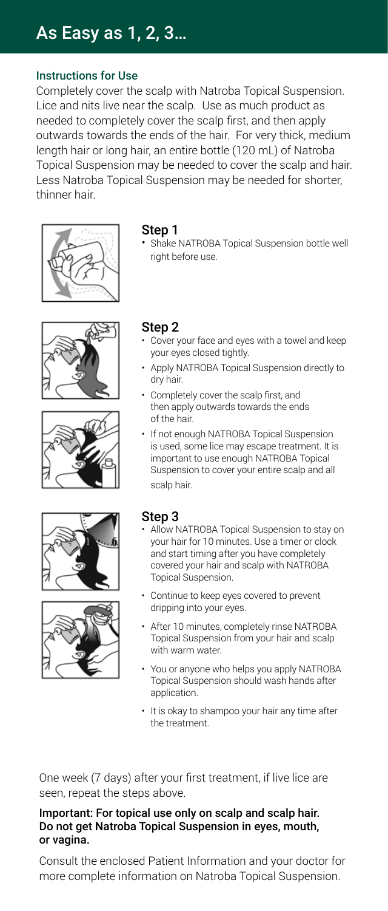# As Easy as 1, 2, 3…

### Instructions for Use

Completely cover the scalp with Natroba Topical Suspension. Lice and nits live near the scalp. Use as much product as needed to completely cover the scalp first, and then apply outwards towards the ends of the hair. For very thick, medium length hair or long hair, an entire bottle (120 mL) of Natroba Topical Suspension may be needed to cover the scalp and hair. Less Natroba Topical Suspension may be needed for shorter, thinner hair.

## Step 1

- Shake NATROBA Topical Suspension bottle well right before use.

## Step 2

- Cover your face and eyes with a towel and keep your eyes closed tightly.
- Apply NATROBA Topical Suspension directly to dry hair.
- Completely cover the scalp first, and then apply outwards towards the ends of the hair.
- If not enough NATROBA Topical Suspension is used, some lice may escape treatment. It is important to use enough NATROBA Topical Suspension to cover your entire scalp and all scalp hair.

## Step 3

- Allow NATROBA Topical Suspension to stay on your hair for 10 minutes. Use a timer or clock and start timing after you have completely covered your hair and scalp with NATROBA Topical Suspension.
- Continue to keep eyes covered to prevent dripping into your eyes.
- After 10 minutes, completely rinse NATROBA Topical Suspension from your hair and scalp with warm water.
- You or anyone who helps you apply NATROBA Topical Suspension should wash hands after application.
- It is okay to shampoo your hair any time after the treatment.

One week (7 days) after your first treatment, if live lice are seen, repeat the steps above.

**Important: For topical use only on scalp and scalp hair. Do not get Natroba Topical Suspension in eyes, mouth, or vagina.**

Consult the enclosed Patient Information and your doctor for more complete information on Natroba Topical Suspension.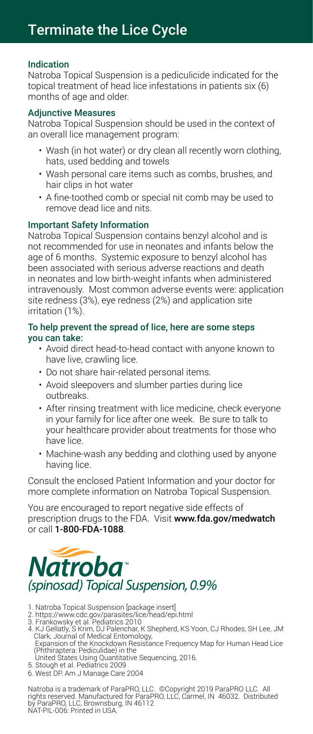# Terminate the Lice Cycle

### Indication

Natroba Topical Suspension is a pediculicide indicated for the topical treatment of head lice infestations in patients six (6) months of age and older.

### Adjunctive Measures

Natroba Topical Suspension should be used in the context of an overall lice management program:

- Wash (in hot water) or dry clean all recently worn clothing, hats, used bedding and towels
- Wash personal care items such as combs, brushes, and hair clips in hot water
- A fine-toothed comb or special nit comb may be used to remove dead lice and nits.

### Important Safety Information

Natroba Topical Suspension contains benzyl alcohol and is not recommended for use in neonates and infants below the age of 6 months. Systemic exposure to benzyl alcohol has been associated with serious adverse reactions and death in neonates and low birth-weight infants when administered intravenously. Most common adverse events were: application site redness (3%), eye redness (2%) and application site irritation (1%).

### To help prevent the spread of lice, here are some steps you can take:

- Avoid direct head-to-head contact with anyone known to have live, crawling lice.
- Do not share hair-related personal items.
- Avoid sleepovers and slumber parties during lice outbreaks.
- After rinsing treatment with lice medicine, check everyone in your family for lice after one week. Be sure to talk to your healthcare provider about treatments for those who have lice.
- Machine-wash any bedding and clothing used by anyone having lice.

Consult the enclosed Patient Information and your doctor for more complete information on Natroba Topical Suspension.

You are encouraged to report negative side effects of prescription drugs to the FDA. Visit **www.fda.gov/medwatch** or call **1-800-FDA-1088**.

**Natroba™**
*(spinosad) Topical Suspension, 0.9%*

1. Natroba Topical Suspension [package insert]
2. https://www.cdc.gov/parasites/lice/head/epi.html
3. Frankowsky et al. Pediatrics 2010
4. KJ Gellatly, S Krim, DJ Palenchar, K Shepherd, KS Yoon, CJ Rhodes, SH Lee, JM Clark, Journal of Medical Entomology, Expansion of the Knockdown Resistance Frequency Map for Human Head Lice (Phthiraptera: Pediculidae) in the United States Using Quantitative Sequencing, 2016.
5. Stough et al. Pediatrics 2009
6. West DP. Am J Manage Care 2004

Natroba is a trademark of ParaPRO, LLC. ©Copyright 2019 ParaPRO LLC. All rights reserved. Manufactured for ParaPRO, LLC, Carmel, IN 46032. Distributed by ParaPRO, LLC, Brownsburg, IN 46112
NAT-PIL-006: Printed in USA.